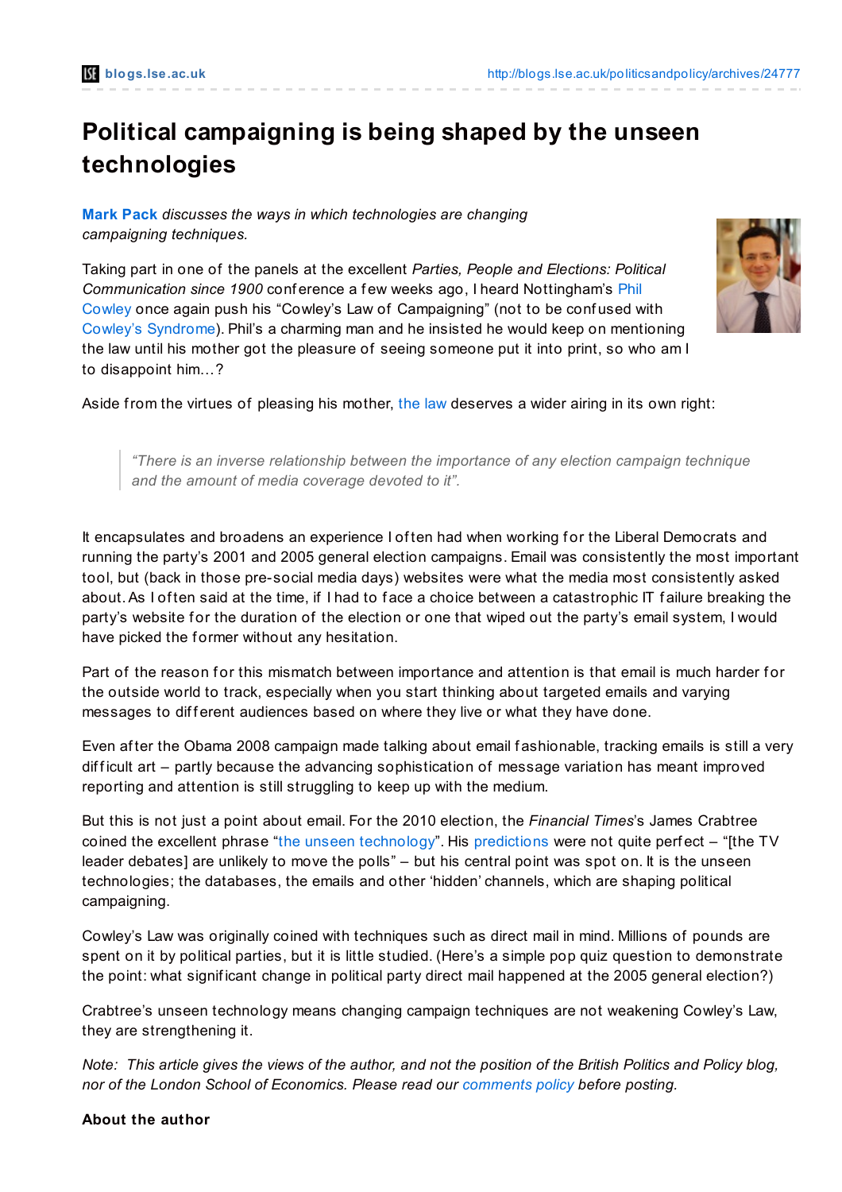# Political campaigning is being shaped by the unseen technologies

**Mark Pack** *discusses the ways in which technologies are changing campaigning techniques.*

Taking part in one of the panels at the excellent *Parties, People and Elections: Political Communication since 1900* conference a few weeks ago, I heard Nottingham's Phil Cowley once again push his "Cowley's Law of Campaigning" (not to be confused with Cowley's Syndrome). Phil's a charming man and he insisted he would keep on mentioning the law until his mother got the pleasure of seeing someone put it into print, so who am I to disappoint him…?

Aside from the virtues of pleasing his mother, the law deserves a wider airing in its own right:

> *"There is an inverse relationship between the importance of any election campaign technique and the amount of media coverage devoted to it".*

It encapsulates and broadens an experience I often had when working for the Liberal Democrats and running the party's 2001 and 2005 general election campaigns. Email was consistently the most important tool, but (back in those pre-social media days) websites were what the media most consistently asked about. As I often said at the time, if I had to face a choice between a catastrophic IT failure breaking the party's website for the duration of the election or one that wiped out the party's email system, I would have picked the former without any hesitation.

Part of the reason for this mismatch between importance and attention is that email is much harder for the outside world to track, especially when you start thinking about targeted emails and varying messages to different audiences based on where they live or what they have done.

Even after the Obama 2008 campaign made talking about email fashionable, tracking emails is still a very difficult art – partly because the advancing sophistication of message variation has meant improved reporting and attention is still struggling to keep up with the medium.

But this is not just a point about email. For the 2010 election, the *Financial Times*'s James Crabtree coined the excellent phrase "the unseen technology". His predictions were not quite perfect – "[the TV leader debates] are unlikely to move the polls" – but his central point was spot on. It is the unseen technologies; the databases, the emails and other 'hidden' channels, which are shaping political campaigning.

Cowley's Law was originally coined with techniques such as direct mail in mind. Millions of pounds are spent on it by political parties, but it is little studied. (Here's a simple pop quiz question to demonstrate the point: what significant change in political party direct mail happened at the 2005 general election?)

Crabtree's unseen technology means changing campaign techniques are not weakening Cowley's Law, they are strengthening it.

*Note: This article gives the views of the author, and not the position of the British Politics and Policy blog, nor of the London School of Economics. Please read our comments policy before posting.*

**About the author**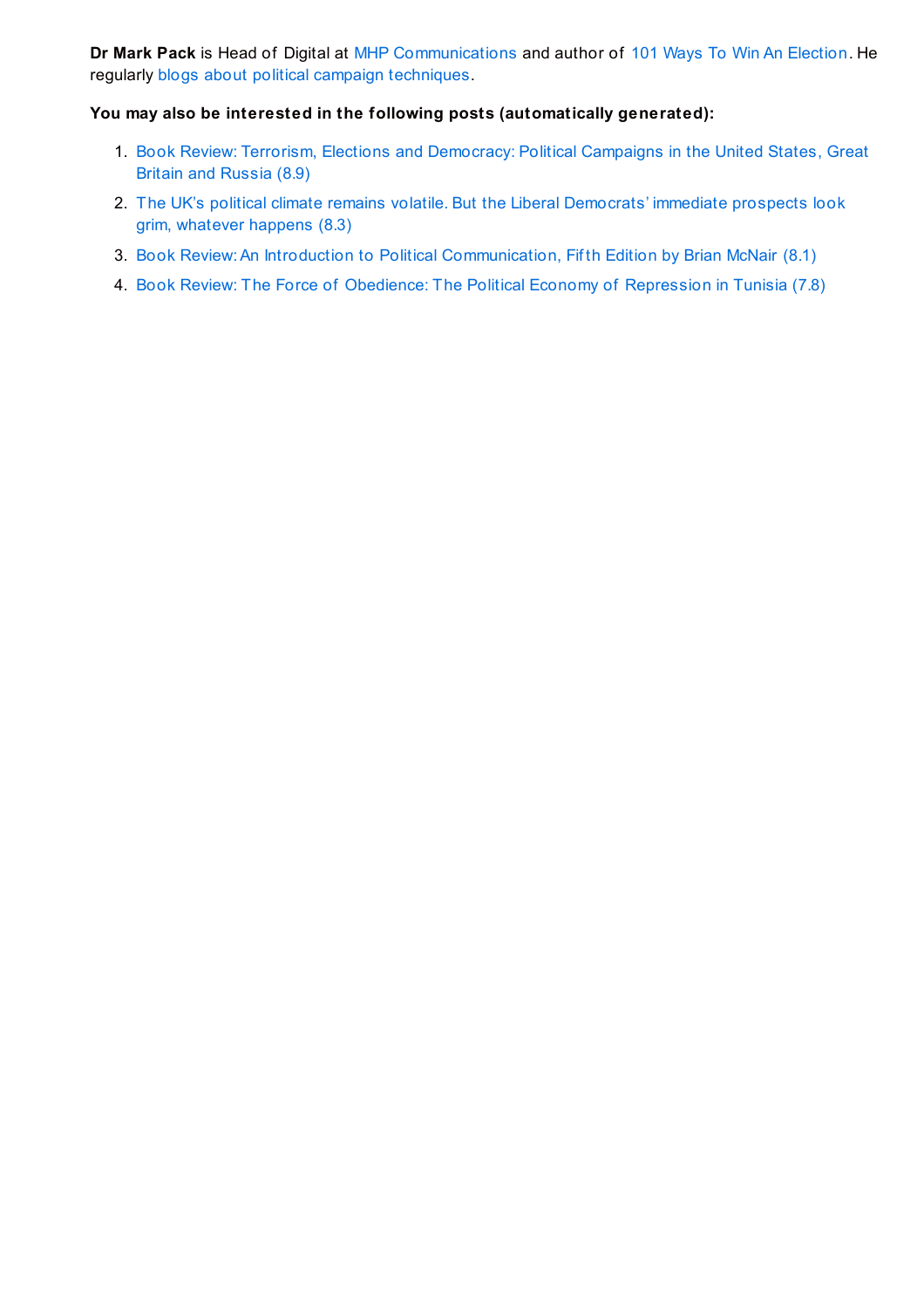**Dr Mark Pack** is Head of Digital at MHP Communications and author of 101 Ways To Win An Election. He regularly blogs about political campaign techniques.

**You may also be interested in the following posts (automatically generated):**

1. Book Review: Terrorism, Elections and Democracy: Political Campaigns in the United States, Great Britain and Russia (8.9)
2. The UK's political climate remains volatile. But the Liberal Democrats' immediate prospects look grim, whatever happens (8.3)
3. Book Review: An Introduction to Political Communication, Fifth Edition by Brian McNair (8.1)
4. Book Review: The Force of Obedience: The Political Economy of Repression in Tunisia (7.8)